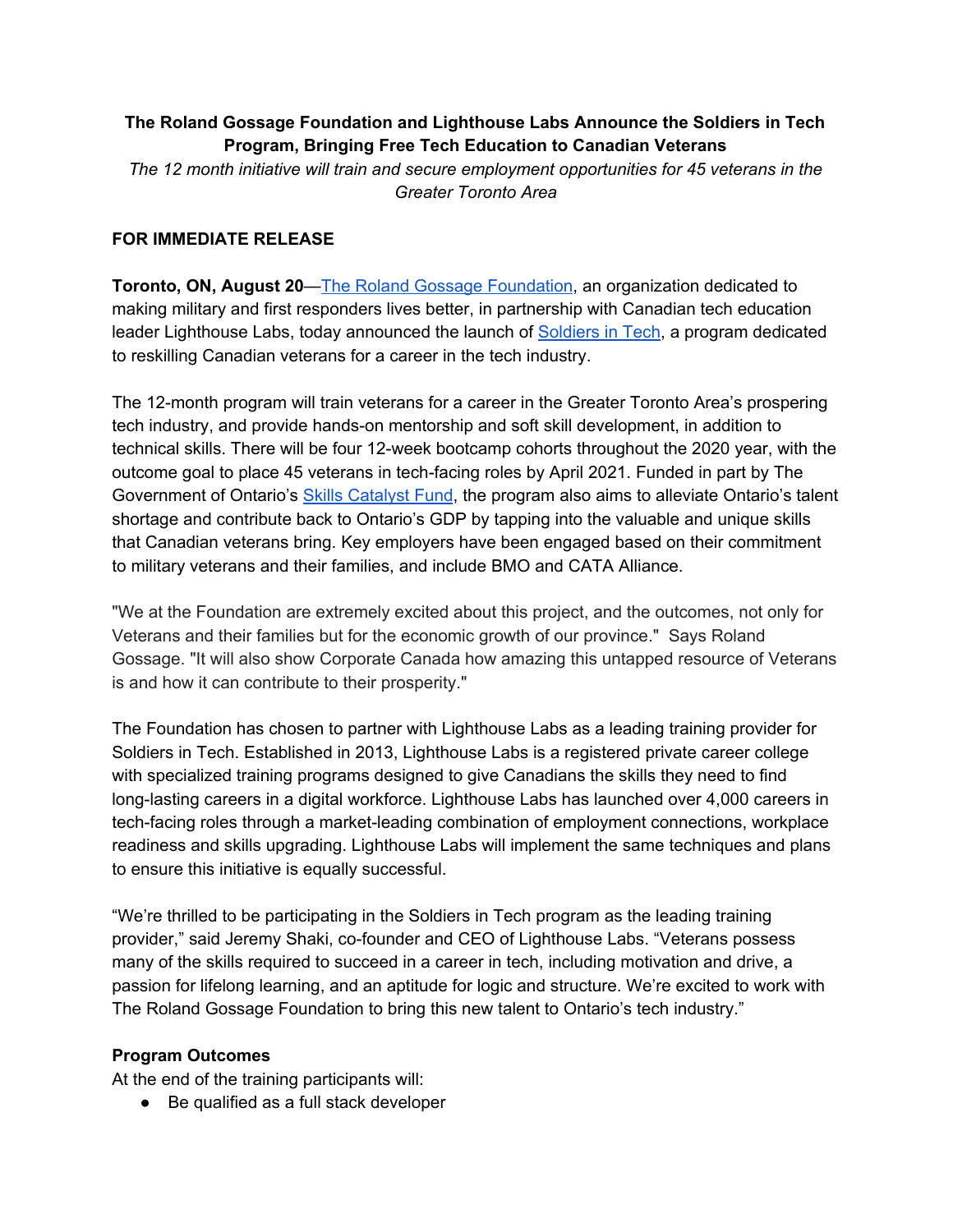**The Roland Gossage Foundation and Lighthouse Labs Announce the Soldiers in Tech Program, Bringing Free Tech Education to Canadian Veterans**

*The 12 month initiative will train and secure employment opportunities for 45 veterans in the Greater Toronto Area*

**FOR IMMEDIATE RELEASE**

**Toronto, ON, August 20**—The Roland Gossage Foundation, an organization dedicated to making military and first responders lives better, in partnership with Canadian tech education leader Lighthouse Labs, today announced the launch of Soldiers in Tech, a program dedicated to reskilling Canadian veterans for a career in the tech industry.

The 12-month program will train veterans for a career in the Greater Toronto Area's prospering tech industry, and provide hands-on mentorship and soft skill development, in addition to technical skills. There will be four 12-week bootcamp cohorts throughout the 2020 year, with the outcome goal to place 45 veterans in tech-facing roles by April 2021. Funded in part by The Government of Ontario's Skills Catalyst Fund, the program also aims to alleviate Ontario's talent shortage and contribute back to Ontario's GDP by tapping into the valuable and unique skills that Canadian veterans bring. Key employers have been engaged based on their commitment to military veterans and their families, and include BMO and CATA Alliance.

"We at the Foundation are extremely excited about this project, and the outcomes, not only for Veterans and their families but for the economic growth of our province." Says Roland Gossage. "It will also show Corporate Canada how amazing this untapped resource of Veterans is and how it can contribute to their prosperity."

The Foundation has chosen to partner with Lighthouse Labs as a leading training provider for Soldiers in Tech. Established in 2013, Lighthouse Labs is a registered private career college with specialized training programs designed to give Canadians the skills they need to find long-lasting careers in a digital workforce. Lighthouse Labs has launched over 4,000 careers in tech-facing roles through a market-leading combination of employment connections, workplace readiness and skills upgrading. Lighthouse Labs will implement the same techniques and plans to ensure this initiative is equally successful.

"We're thrilled to be participating in the Soldiers in Tech program as the leading training provider," said Jeremy Shaki, co-founder and CEO of Lighthouse Labs. "Veterans possess many of the skills required to succeed in a career in tech, including motivation and drive, a passion for lifelong learning, and an aptitude for logic and structure. We're excited to work with The Roland Gossage Foundation to bring this new talent to Ontario's tech industry."

**Program Outcomes**

At the end of the training participants will:

- Be qualified as a full stack developer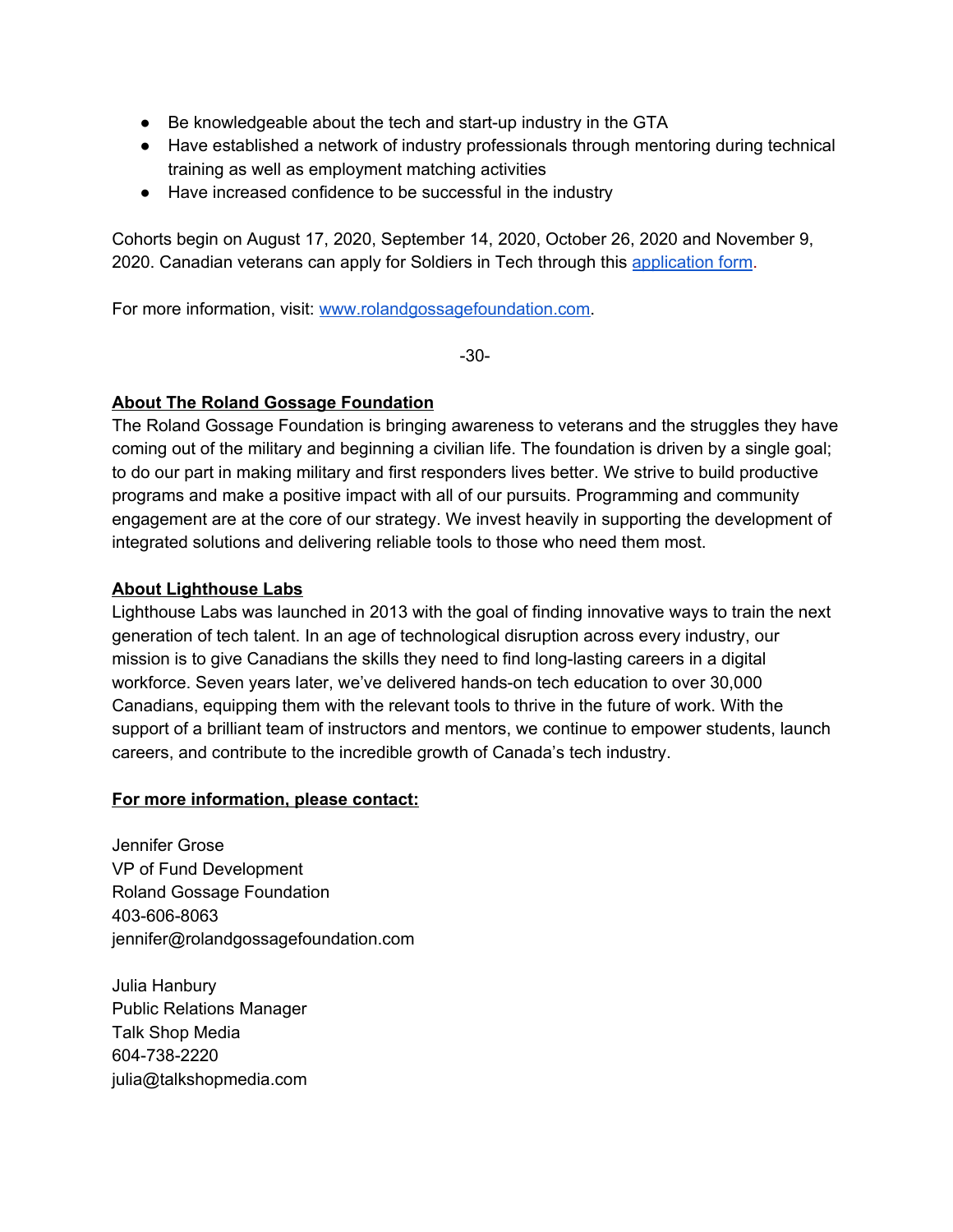- Be knowledgeable about the tech and start-up industry in the GTA
- Have established a network of industry professionals through mentoring during technical training as well as employment matching activities
- Have increased confidence to be successful in the industry

Cohorts begin on August 17, 2020, September 14, 2020, October 26, 2020 and November 9, 2020. Canadian veterans can apply for Soldiers in Tech through this application form.

For more information, visit: www.rolandgossagefoundation.com.

-30-

**About The Roland Gossage Foundation**

The Roland Gossage Foundation is bringing awareness to veterans and the struggles they have coming out of the military and beginning a civilian life. The foundation is driven by a single goal; to do our part in making military and first responders lives better. We strive to build productive programs and make a positive impact with all of our pursuits. Programming and community engagement are at the core of our strategy. We invest heavily in supporting the development of integrated solutions and delivering reliable tools to those who need them most.

**About Lighthouse Labs**

Lighthouse Labs was launched in 2013 with the goal of finding innovative ways to train the next generation of tech talent. In an age of technological disruption across every industry, our mission is to give Canadians the skills they need to find long-lasting careers in a digital workforce. Seven years later, we've delivered hands-on tech education to over 30,000 Canadians, equipping them with the relevant tools to thrive in the future of work. With the support of a brilliant team of instructors and mentors, we continue to empower students, launch careers, and contribute to the incredible growth of Canada's tech industry.

**For more information, please contact:**

Jennifer Grose
VP of Fund Development
Roland Gossage Foundation
403-606-8063
jennifer@rolandgossagefoundation.com

Julia Hanbury
Public Relations Manager
Talk Shop Media
604-738-2220
julia@talkshopmedia.com